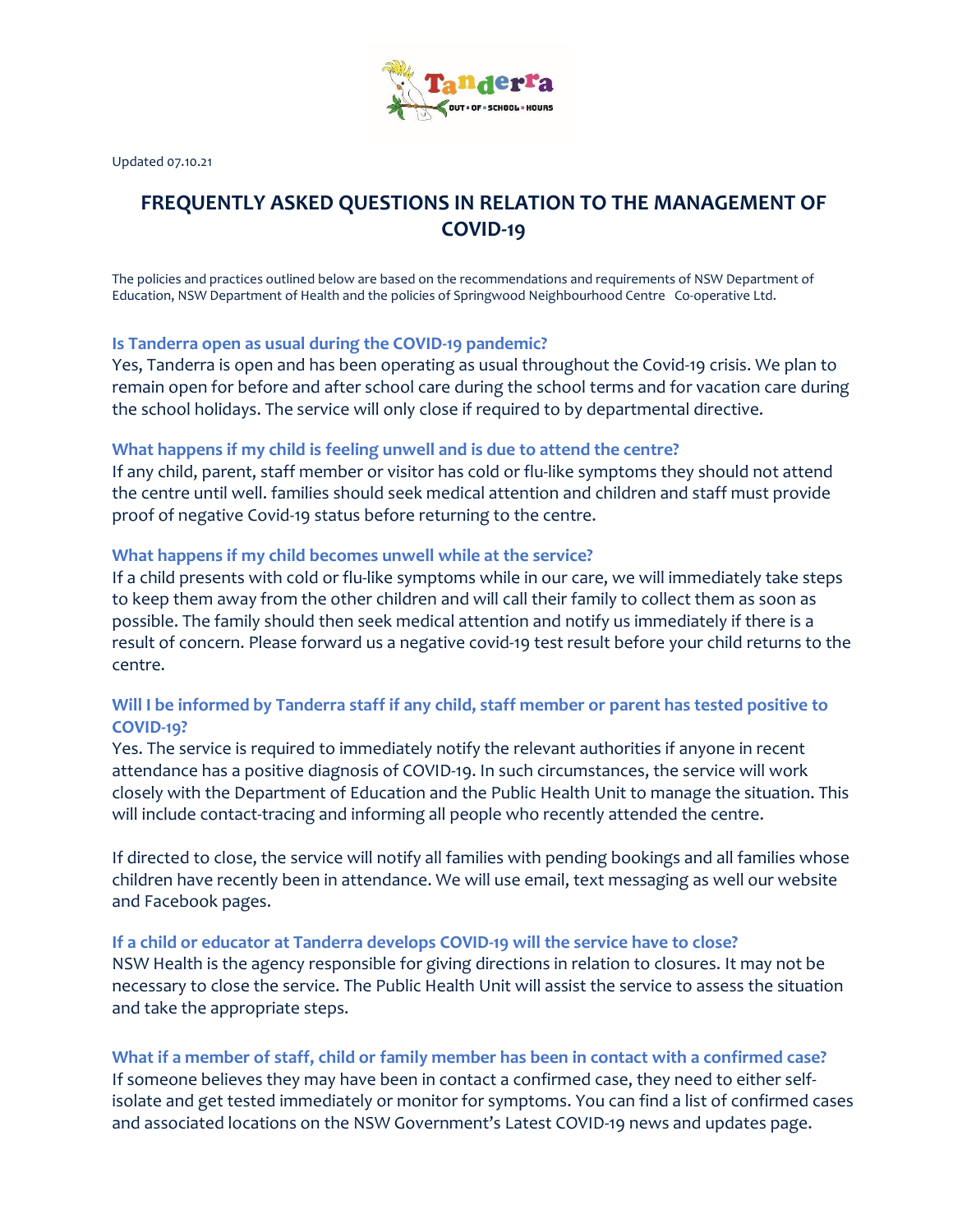Updated 07.10.21

# FREQUENTLY ASKED QUESTIONS IN RELATION TO THE MANAGEMENT OF COVID-19

The policies and practices outlined below are based on the recommendations and requirements of NSW Department of Education, NSW Department of Health and the policies of Springwood Neighbourhood Centre Co-operative Ltd.

### Is Tanderra open as usual during the COVID-19 pandemic?

Yes, Tanderra is open and has been operating as usual throughout the Covid-19 crisis. We plan to remain open for before and after school care during the school terms and for vacation care during the school holidays. The service will only close if required to by departmental directive.

### What happens if my child is feeling unwell and is due to attend the centre?

If any child, parent, staff member or visitor has cold or flu-like symptoms they should not attend the centre until well. families should seek medical attention and children and staff must provide proof of negative Covid-19 status before returning to the centre.

### What happens if my child becomes unwell while at the service?

If a child presents with cold or flu-like symptoms while in our care, we will immediately take steps to keep them away from the other children and will call their family to collect them as soon as possible. The family should then seek medical attention and notify us immediately if there is a result of concern. Please forward us a negative covid-19 test result before your child returns to the centre.

### Will I be informed by Tanderra staff if any child, staff member or parent has tested positive to COVID-19?

Yes. The service is required to immediately notify the relevant authorities if anyone in recent attendance has a positive diagnosis of COVID-19. In such circumstances, the service will work closely with the Department of Education and the Public Health Unit to manage the situation. This will include contact-tracing and informing all people who recently attended the centre.

If directed to close, the service will notify all families with pending bookings and all families whose children have recently been in attendance. We will use email, text messaging as well our website and Facebook pages.

### If a child or educator at Tanderra develops COVID-19 will the service have to close?

NSW Health is the agency responsible for giving directions in relation to closures. It may not be necessary to close the service. The Public Health Unit will assist the service to assess the situation and take the appropriate steps.

### What if a member of staff, child or family member has been in contact with a confirmed case?

If someone believes they may have been in contact a confirmed case, they need to either self-isolate and get tested immediately or monitor for symptoms. You can find a list of confirmed cases and associated locations on the NSW Government's Latest COVID-19 news and updates page.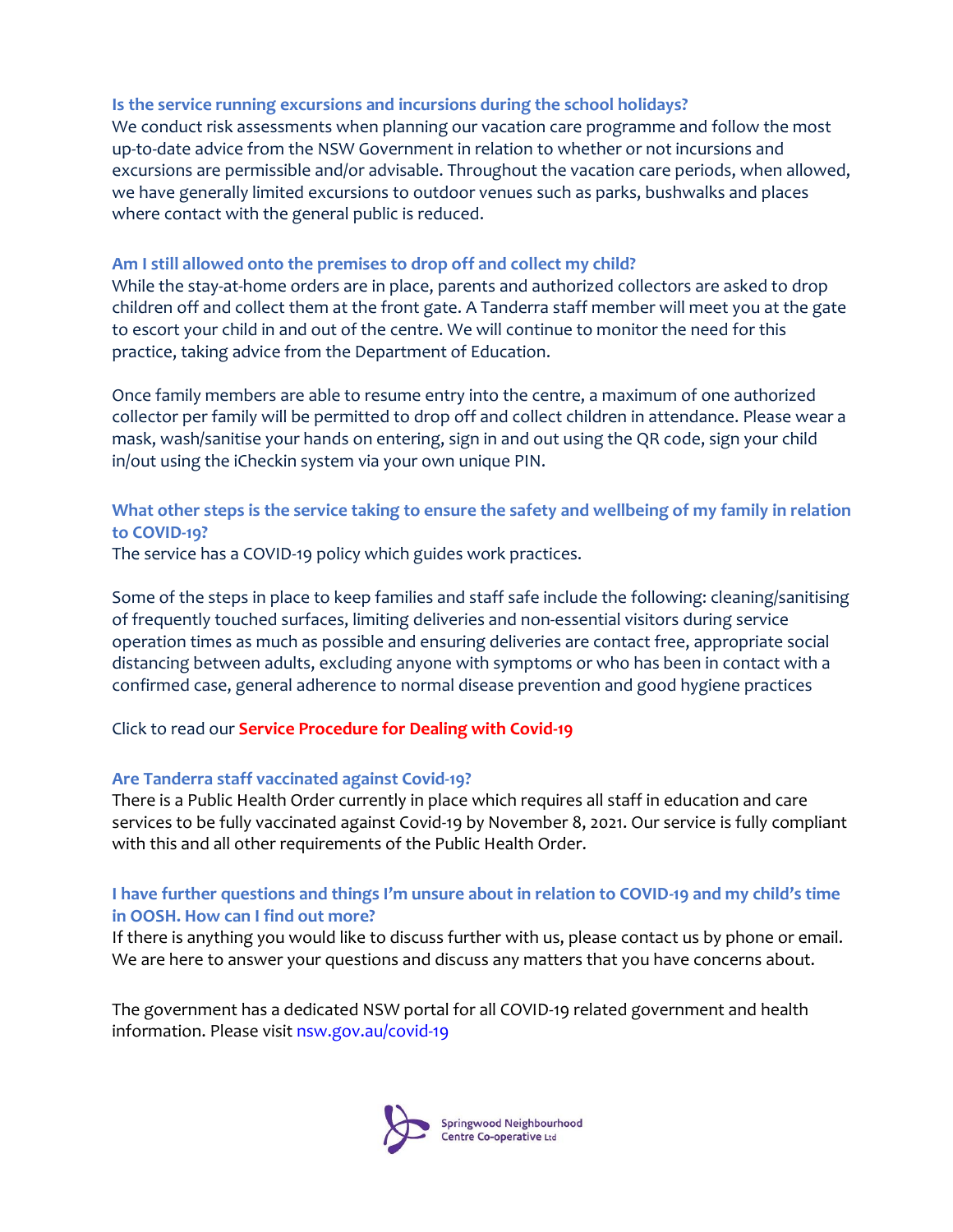### Is the service running excursions and incursions during the school holidays?

We conduct risk assessments when planning our vacation care programme and follow the most up-to-date advice from the NSW Government in relation to whether or not incursions and excursions are permissible and/or advisable. Throughout the vacation care periods, when allowed, we have generally limited excursions to outdoor venues such as parks, bushwalks and places where contact with the general public is reduced.

### Am I still allowed onto the premises to drop off and collect my child?

While the stay-at-home orders are in place, parents and authorized collectors are asked to drop children off and collect them at the front gate. A Tanderra staff member will meet you at the gate to escort your child in and out of the centre. We will continue to monitor the need for this practice, taking advice from the Department of Education.

Once family members are able to resume entry into the centre, a maximum of one authorized collector per family will be permitted to drop off and collect children in attendance. Please wear a mask, wash/sanitise your hands on entering, sign in and out using the QR code, sign your child in/out using the iCheckin system via your own unique PIN.

### What other steps is the service taking to ensure the safety and wellbeing of my family in relation to COVID-19?

The service has a COVID-19 policy which guides work practices.

Some of the steps in place to keep families and staff safe include the following: cleaning/sanitising of frequently touched surfaces, limiting deliveries and non-essential visitors during service operation times as much as possible and ensuring deliveries are contact free, appropriate social distancing between adults, excluding anyone with symptoms or who has been in contact with a confirmed case, general adherence to normal disease prevention and good hygiene practices

Click to read our **Service Procedure for Dealing with Covid-19**

### Are Tanderra staff vaccinated against Covid-19?

There is a Public Health Order currently in place which requires all staff in education and care services to be fully vaccinated against Covid-19 by November 8, 2021. Our service is fully compliant with this and all other requirements of the Public Health Order.

### I have further questions and things I'm unsure about in relation to COVID-19 and my child's time in OOSH. How can I find out more?

If there is anything you would like to discuss further with us, please contact us by phone or email. We are here to answer your questions and discuss any matters that you have concerns about.

The government has a dedicated NSW portal for all COVID-19 related government and health information. Please visit nsw.gov.au/covid-19

Springwood Neighbourhood Centre Co-operative Ltd